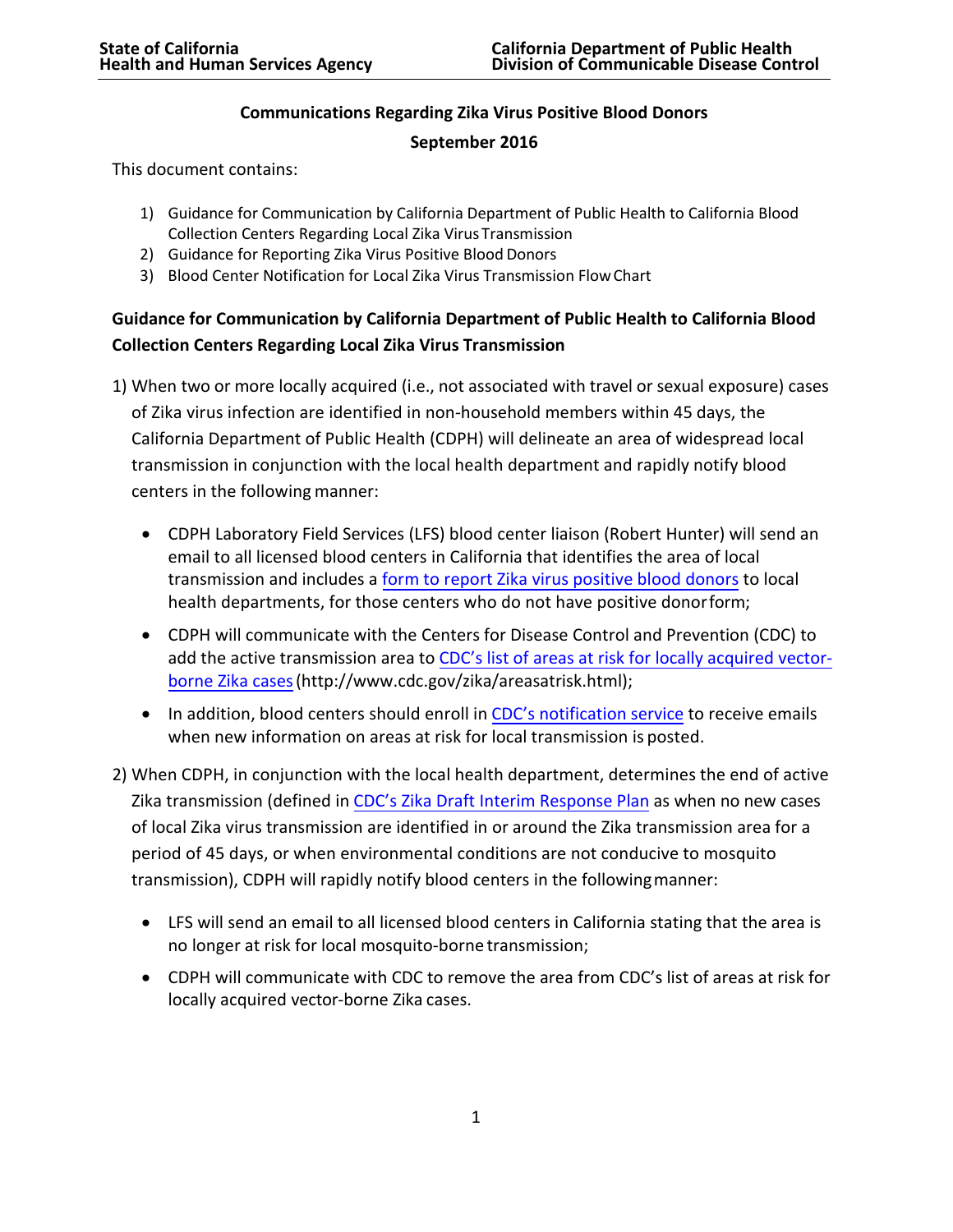**State of California**
**Health and Human Services Agency**

**California Department of Public Health**
**Division of Communicable Disease Control**

# Communications Regarding Zika Virus Positive Blood Donors

**September 2016**

This document contains:

1) Guidance for Communication by California Department of Public Health to California Blood Collection Centers Regarding Local Zika Virus Transmission
2) Guidance for Reporting Zika Virus Positive Blood Donors
3) Blood Center Notification for Local Zika Virus Transmission Flow Chart

## Guidance for Communication by California Department of Public Health to California Blood Collection Centers Regarding Local Zika Virus Transmission

1) When two or more locally acquired (i.e., not associated with travel or sexual exposure) cases of Zika virus infection are identified in non-household members within 45 days, the California Department of Public Health (CDPH) will delineate an area of widespread local transmission in conjunction with the local health department and rapidly notify blood centers in the following manner:

   - CDPH Laboratory Field Services (LFS) blood center liaison (Robert Hunter) will send an email to all licensed blood centers in California that identifies the area of local transmission and includes a form to report Zika virus positive blood donors to local health departments, for those centers who do not have positive donor form;
   - CDPH will communicate with the Centers for Disease Control and Prevention (CDC) to add the active transmission area to CDC's list of areas at risk for locally acquired vector-borne Zika cases (http://www.cdc.gov/zika/areasatrisk.html);
   - In addition, blood centers should enroll in CDC's notification service to receive emails when new information on areas at risk for local transmission is posted.

2) When CDPH, in conjunction with the local health department, determines the end of active Zika transmission (defined in CDC's Zika Draft Interim Response Plan as when no new cases of local Zika virus transmission are identified in or around the Zika transmission area for a period of 45 days, or when environmental conditions are not conducive to mosquito transmission), CDPH will rapidly notify blood centers in the following manner:

   - LFS will send an email to all licensed blood centers in California stating that the area is no longer at risk for local mosquito-borne transmission;
   - CDPH will communicate with CDC to remove the area from CDC's list of areas at risk for locally acquired vector-borne Zika cases.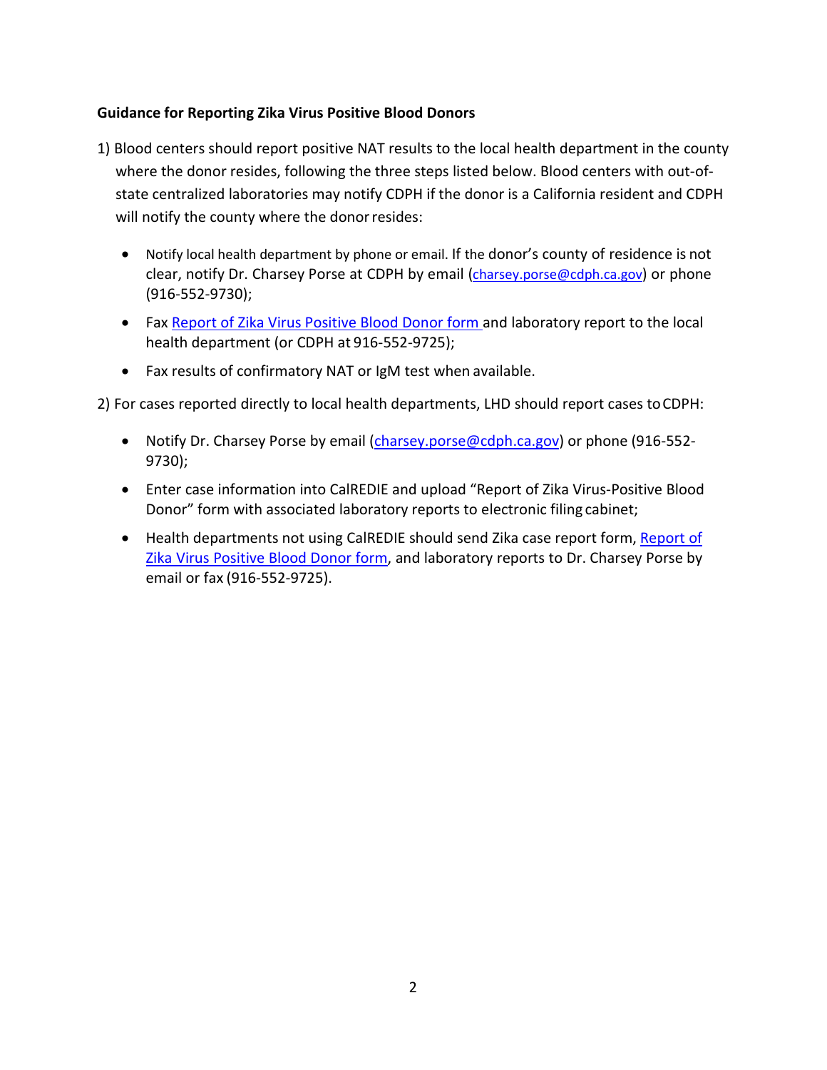**Guidance for Reporting Zika Virus Positive Blood Donors**

1) Blood centers should report positive NAT results to the local health department in the county where the donor resides, following the three steps listed below. Blood centers with out-of-state centralized laboratories may notify CDPH if the donor is a California resident and CDPH will notify the county where the donor resides:

- Notify local health department by phone or email. If the donor's county of residence is not clear, notify Dr. Charsey Porse at CDPH by email (charsey.porse@cdph.ca.gov) or phone (916-552-9730);
- Fax Report of Zika Virus Positive Blood Donor form and laboratory report to the local health department (or CDPH at 916-552-9725);
- Fax results of confirmatory NAT or IgM test when available.

2) For cases reported directly to local health departments, LHD should report cases to CDPH:

- Notify Dr. Charsey Porse by email (charsey.porse@cdph.ca.gov) or phone (916-552-9730);
- Enter case information into CalREDIE and upload "Report of Zika Virus-Positive Blood Donor" form with associated laboratory reports to electronic filing cabinet;
- Health departments not using CalREDIE should send Zika case report form, Report of Zika Virus Positive Blood Donor form, and laboratory reports to Dr. Charsey Porse by email or fax (916-552-9725).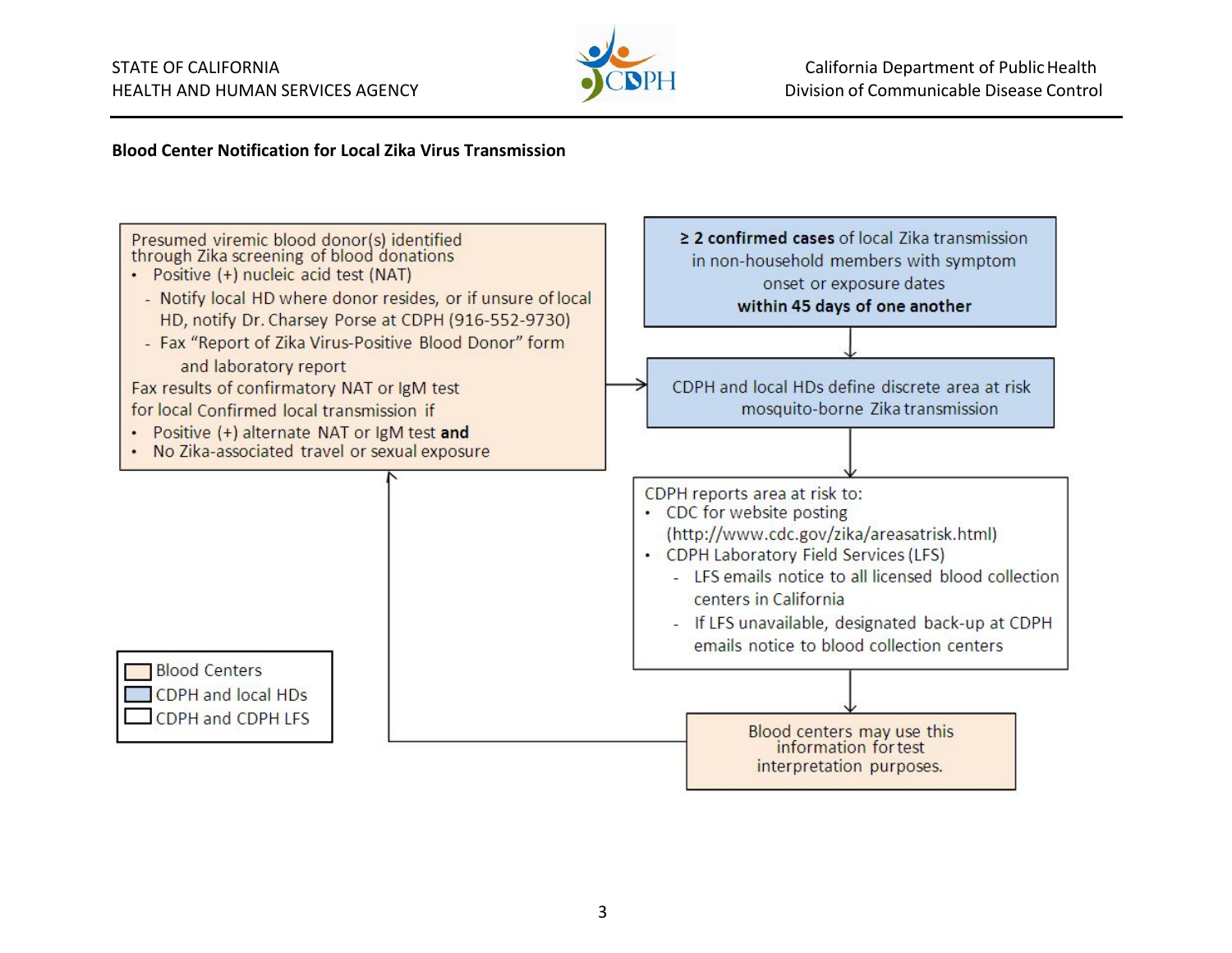**Blood Center Notification for Local Zika Virus Transmission**

Presumed viremic blood donor(s) identified through Zika screening of blood donations

- Positive (+) nucleic acid test (NAT)
  - Notify local HD where donor resides, or if unsure of local HD, notify Dr. Charsey Porse at CDPH (916-552-9730)
  - Fax "Report of Zika Virus-Positive Blood Donor" form and laboratory report

Fax results of confirmatory NAT or IgM test for local Confirmed local transmission if

- Positive (+) alternate NAT or IgM test **and**
- No Zika-associated travel or sexual exposure

**≥ 2 confirmed cases** of local Zika transmission in non-household members with symptom onset or exposure dates **within 45 days of one another**

CDPH and local HDs define discrete area at risk mosquito-borne Zika transmission

CDPH reports area at risk to:

- CDC for website posting (http://www.cdc.gov/zika/areasatrisk.html)
- CDPH Laboratory Field Services (LFS)
  - LFS emails notice to all licensed blood collection centers in California
  - If LFS unavailable, designated back-up at CDPH emails notice to blood collection centers

Blood centers may use this information for test interpretation purposes.

Blood Centers

CDPH and local HDs

CDPH and CDPH LFS